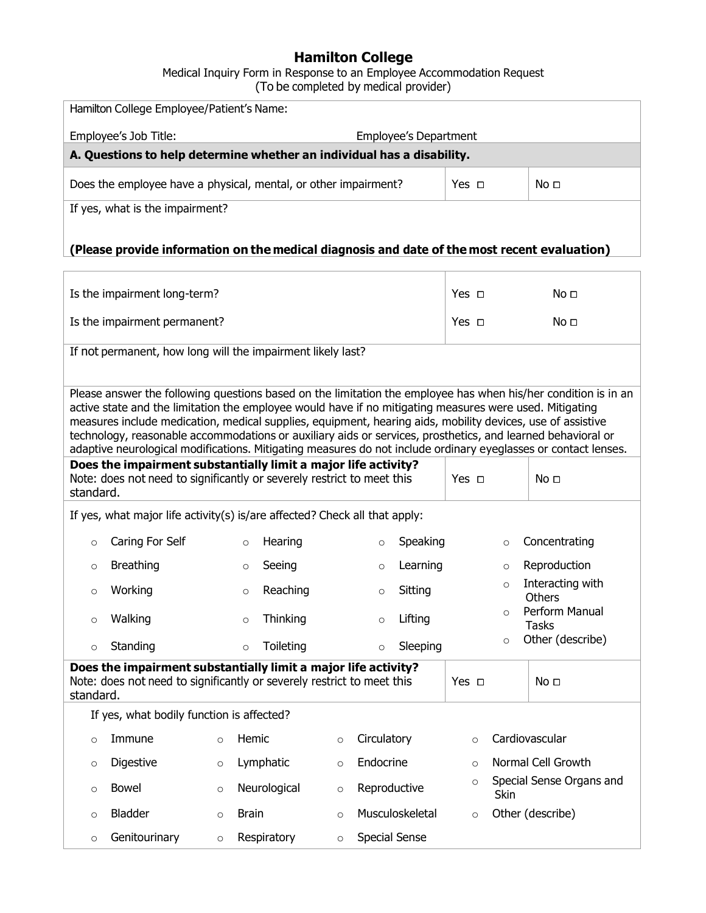# Hamilton College

Medical Inquiry Form in Response to an Employee Accommodation Request
(To be completed by medical provider)

Hamilton College Employee/Patient's Name:

Employee's Job Title: Employee's Department

**A. Questions to help determine whether an individual has a disability.**

| Question | | |
|---|---|---|
| Does the employee have a physical, mental, or other impairment? | Yes ◻ | No ◻ |

If yes, what is the impairment?

**(Please provide information on the medical diagnosis and date of the most recent evaluation)**

| Question | | |
|---|---|---|
| Is the impairment long-term? | Yes ◻ | No ◻ |
| Is the impairment permanent? | Yes ◻ | No ◻ |

If not permanent, how long will the impairment likely last?

Please answer the following questions based on the limitation the employee has when his/her condition is in an active state and the limitation the employee would have if no mitigating measures were used. Mitigating measures include medication, medical supplies, equipment, hearing aids, mobility devices, use of assistive technology, reasonable accommodations or auxiliary aids or services, prosthetics, and learned behavioral or adaptive neurological modifications. Mitigating measures do not include ordinary eyeglasses or contact lenses.

| Question | | |
|---|---|---|
| **Does the impairment substantially limit a major life activity?** Note: does not need to significantly or severely restrict to meet this standard. | Yes ◻ | No ◻ |

If yes, what major life activity(s) is/are affected? Check all that apply:

| | | | |
|---|---|---|---|
| ○ Caring For Self | ○ Hearing | ○ Speaking | ○ Concentrating |
| ○ Breathing | ○ Seeing | ○ Learning | ○ Reproduction |
| ○ Working | ○ Reaching | ○ Sitting | ○ Interacting with Others |
| ○ Walking | ○ Thinking | ○ Lifting | ○ Perform Manual Tasks |
| ○ Standing | ○ Toileting | ○ Sleeping | ○ Other (describe) |

| Question | | |
|---|---|---|
| **Does the impairment substantially limit a major life activity?** Note: does not need to significantly or severely restrict to meet this standard. | Yes ◻ | No ◻ |

If yes, what bodily function is affected?

| | | | |
|---|---|---|---|
| ○ Immune | ○ Hemic | ○ Circulatory | ○ Cardiovascular |
| ○ Digestive | ○ Lymphatic | ○ Endocrine | ○ Normal Cell Growth |
| ○ Bowel | ○ Neurological | ○ Reproductive | ○ Special Sense Organs and Skin |
| ○ Bladder | ○ Brain | ○ Musculoskeletal | ○ Other (describe) |
| ○ Genitourinary | ○ Respiratory | ○ Special Sense | |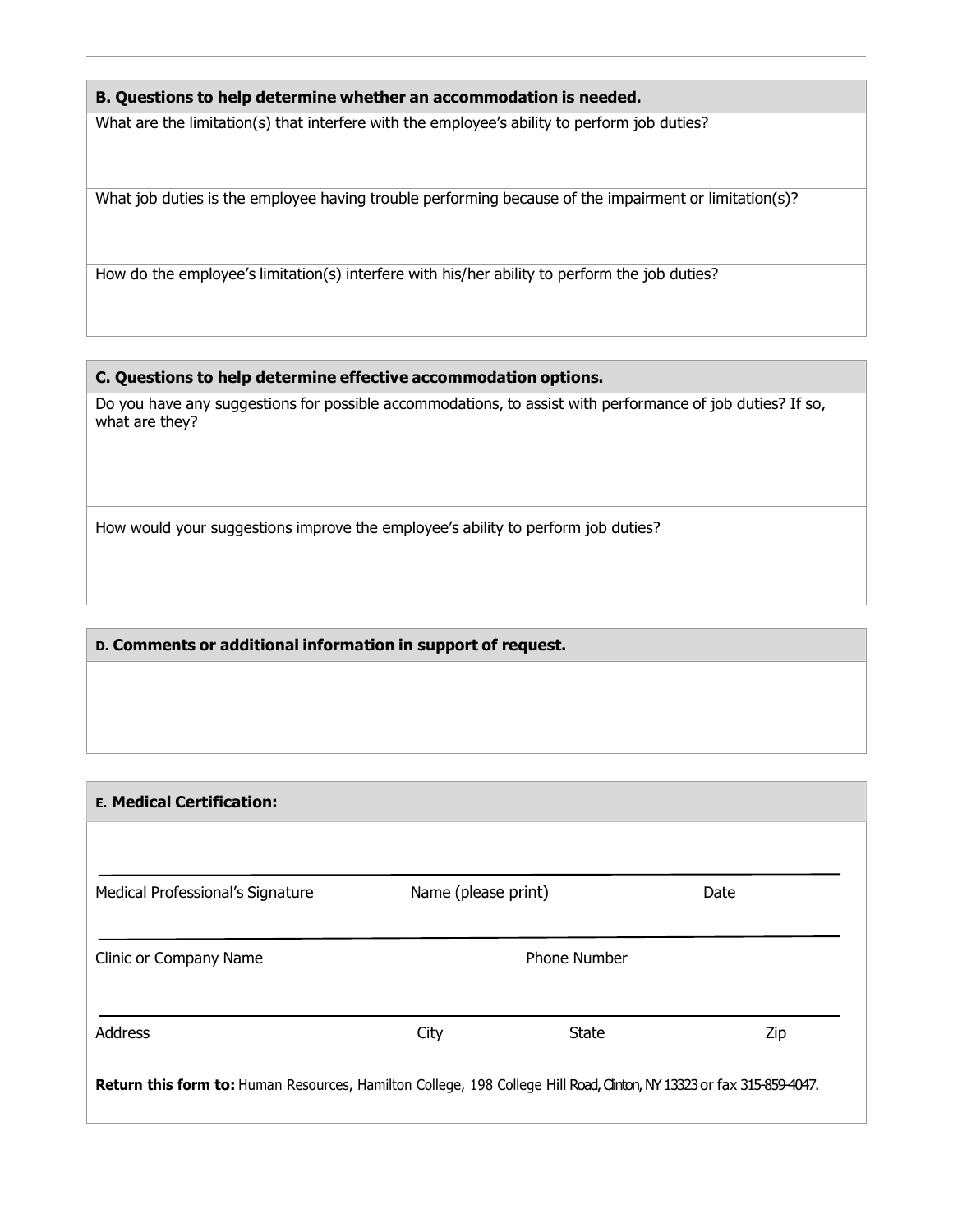## B. Questions to help determine whether an accommodation is needed.

What are the limitation(s) that interfere with the employee's ability to perform job duties?

What job duties is the employee having trouble performing because of the impairment or limitation(s)?

How do the employee's limitation(s) interfere with his/her ability to perform the job duties?

## C. Questions to help determine effective accommodation options.

Do you have any suggestions for possible accommodations, to assist with performance of job duties? If so, what are they?

How would your suggestions improve the employee's ability to perform job duties?

## D. Comments or additional information in support of request.

## E. Medical Certification:

| | | |
|---|---|---|
| Medical Professional's Signature | Name (please print) | Date |

| | |
|---|---|
| Clinic or Company Name | Phone Number |

| | | | |
|---|---|---|---|
| Address | City | State | Zip |

**Return this form to:** Human Resources, Hamilton College, 198 College Hill Road, Clinton, NY 13323 or fax 315-859-4047.